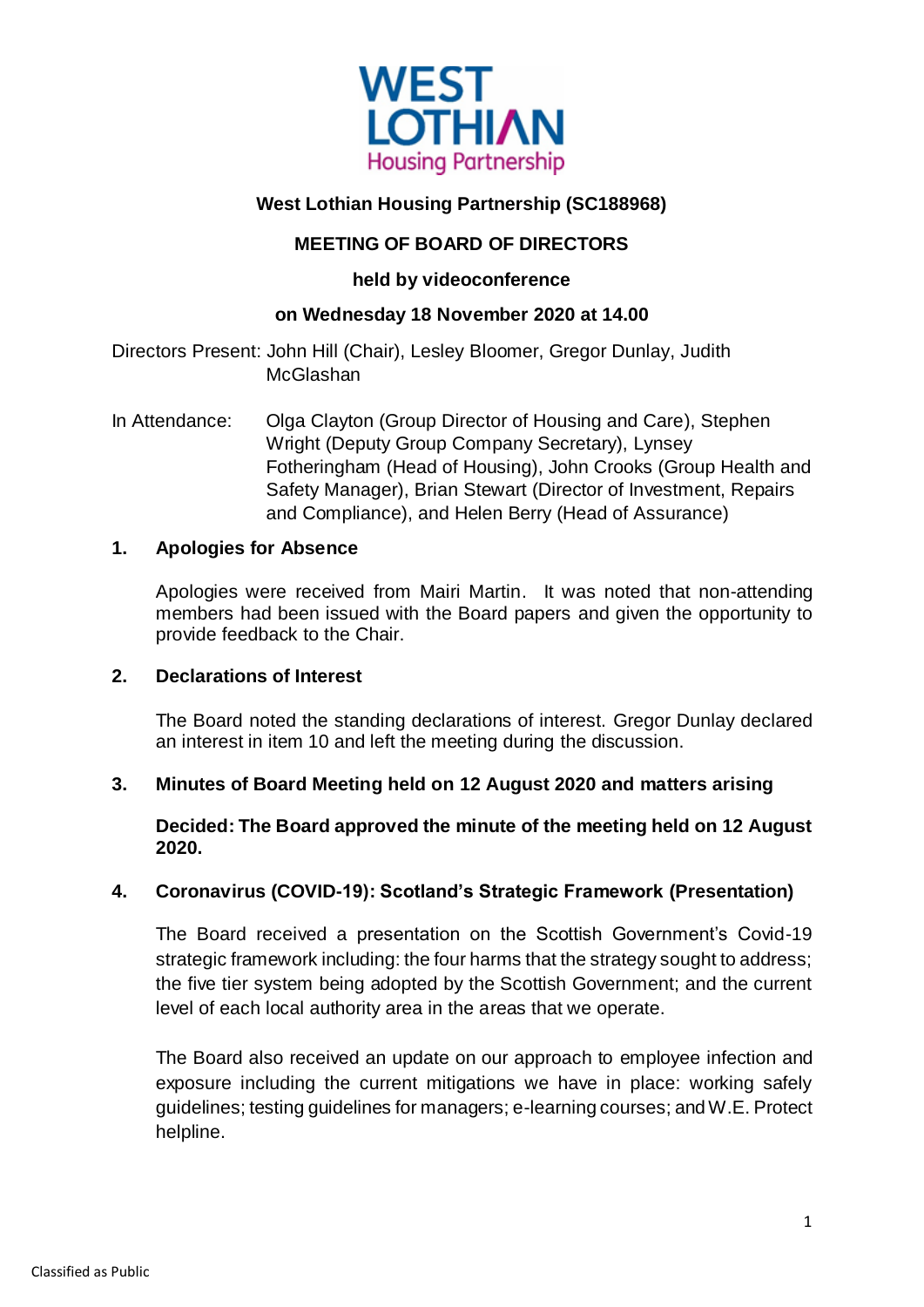**West Lothian Housing Partnership (SC188968)**

**MEETING OF BOARD OF DIRECTORS**

**held by videoconference**

**on Wednesday 18 November 2020 at 14.00**

Directors Present: John Hill (Chair), Lesley Bloomer, Gregor Dunlay, Judith McGlashan

In Attendance: Olga Clayton (Group Director of Housing and Care), Stephen Wright (Deputy Group Company Secretary), Lynsey Fotheringham (Head of Housing), John Crooks (Group Health and Safety Manager), Brian Stewart (Director of Investment, Repairs and Compliance), and Helen Berry (Head of Assurance)

## 1. Apologies for Absence

Apologies were received from Mairi Martin. It was noted that non-attending members had been issued with the Board papers and given the opportunity to provide feedback to the Chair.

## 2. Declarations of Interest

The Board noted the standing declarations of interest. Gregor Dunlay declared an interest in item 10 and left the meeting during the discussion.

## 3. Minutes of Board Meeting held on 12 August 2020 and matters arising

**Decided: The Board approved the minute of the meeting held on 12 August 2020.**

## 4. Coronavirus (COVID-19): Scotland's Strategic Framework (Presentation)

The Board received a presentation on the Scottish Government's Covid-19 strategic framework including: the four harms that the strategy sought to address; the five tier system being adopted by the Scottish Government; and the current level of each local authority area in the areas that we operate.

The Board also received an update on our approach to employee infection and exposure including the current mitigations we have in place: working safely guidelines; testing guidelines for managers; e-learning courses; and W.E. Protect helpline.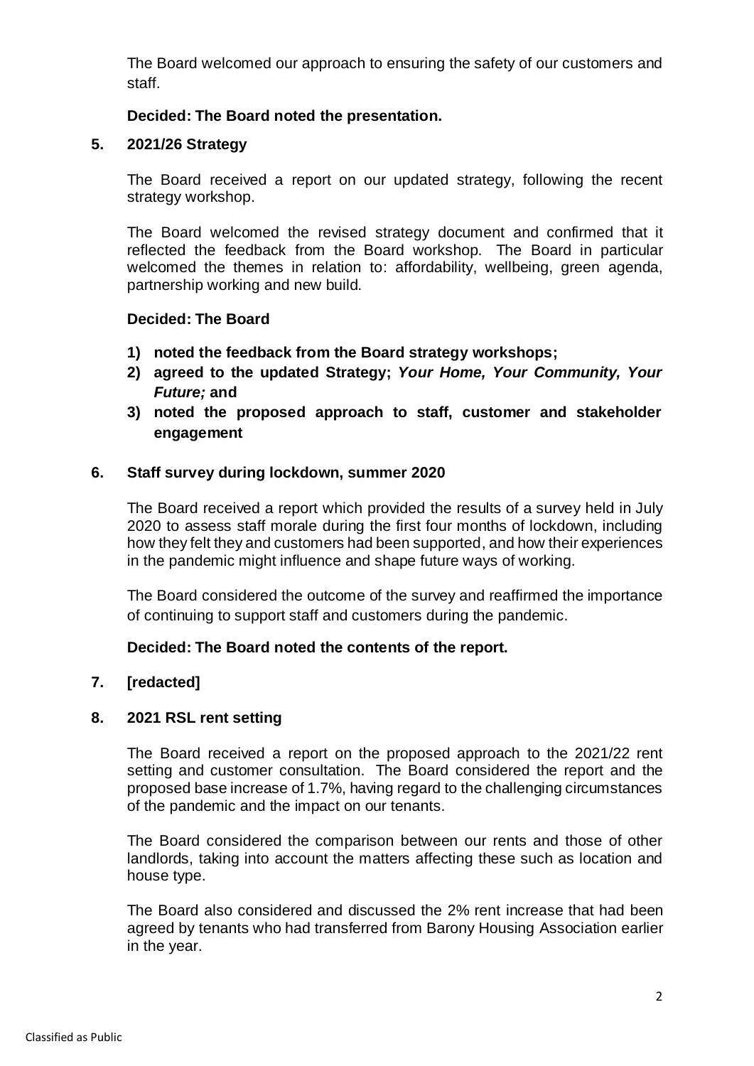The Board welcomed our approach to ensuring the safety of our customers and staff.

**Decided: The Board noted the presentation.**

**5. 2021/26 Strategy**

The Board received a report on our updated strategy, following the recent strategy workshop.

The Board welcomed the revised strategy document and confirmed that it reflected the feedback from the Board workshop. The Board in particular welcomed the themes in relation to: affordability, wellbeing, green agenda, partnership working and new build.

**Decided: The Board**

1) **noted the feedback from the Board strategy workshops;**
2) **agreed to the updated Strategy; *Your Home, Your Community, Your Future;* and**
3) **noted the proposed approach to staff, customer and stakeholder engagement**

**6. Staff survey during lockdown, summer 2020**

The Board received a report which provided the results of a survey held in July 2020 to assess staff morale during the first four months of lockdown, including how they felt they and customers had been supported, and how their experiences in the pandemic might influence and shape future ways of working.

The Board considered the outcome of the survey and reaffirmed the importance of continuing to support staff and customers during the pandemic.

**Decided: The Board noted the contents of the report.**

**7. [redacted]**

**8. 2021 RSL rent setting**

The Board received a report on the proposed approach to the 2021/22 rent setting and customer consultation. The Board considered the report and the proposed base increase of 1.7%, having regard to the challenging circumstances of the pandemic and the impact on our tenants.

The Board considered the comparison between our rents and those of other landlords, taking into account the matters affecting these such as location and house type.

The Board also considered and discussed the 2% rent increase that had been agreed by tenants who had transferred from Barony Housing Association earlier in the year.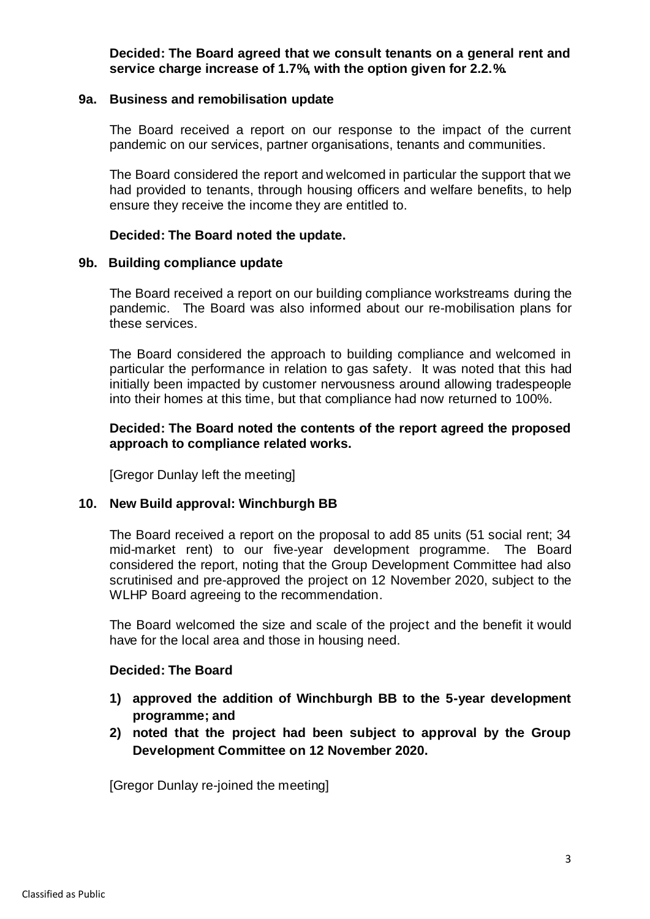**Decided: The Board agreed that we consult tenants on a general rent and service charge increase of 1.7%, with the option given for 2.2.%.**

## 9a. Business and remobilisation update

The Board received a report on our response to the impact of the current pandemic on our services, partner organisations, tenants and communities.

The Board considered the report and welcomed in particular the support that we had provided to tenants, through housing officers and welfare benefits, to help ensure they receive the income they are entitled to.

**Decided: The Board noted the update.**

## 9b. Building compliance update

The Board received a report on our building compliance workstreams during the pandemic. The Board was also informed about our re-mobilisation plans for these services.

The Board considered the approach to building compliance and welcomed in particular the performance in relation to gas safety. It was noted that this had initially been impacted by customer nervousness around allowing tradespeople into their homes at this time, but that compliance had now returned to 100%.

**Decided: The Board noted the contents of the report agreed the proposed approach to compliance related works.**

[Gregor Dunlay left the meeting]

## 10. New Build approval: Winchburgh BB

The Board received a report on the proposal to add 85 units (51 social rent; 34 mid-market rent) to our five-year development programme. The Board considered the report, noting that the Group Development Committee had also scrutinised and pre-approved the project on 12 November 2020, subject to the WLHP Board agreeing to the recommendation.

The Board welcomed the size and scale of the project and the benefit it would have for the local area and those in housing need.

**Decided: The Board**

1) **approved the addition of Winchburgh BB to the 5-year development programme; and**
2) **noted that the project had been subject to approval by the Group Development Committee on 12 November 2020.**

[Gregor Dunlay re-joined the meeting]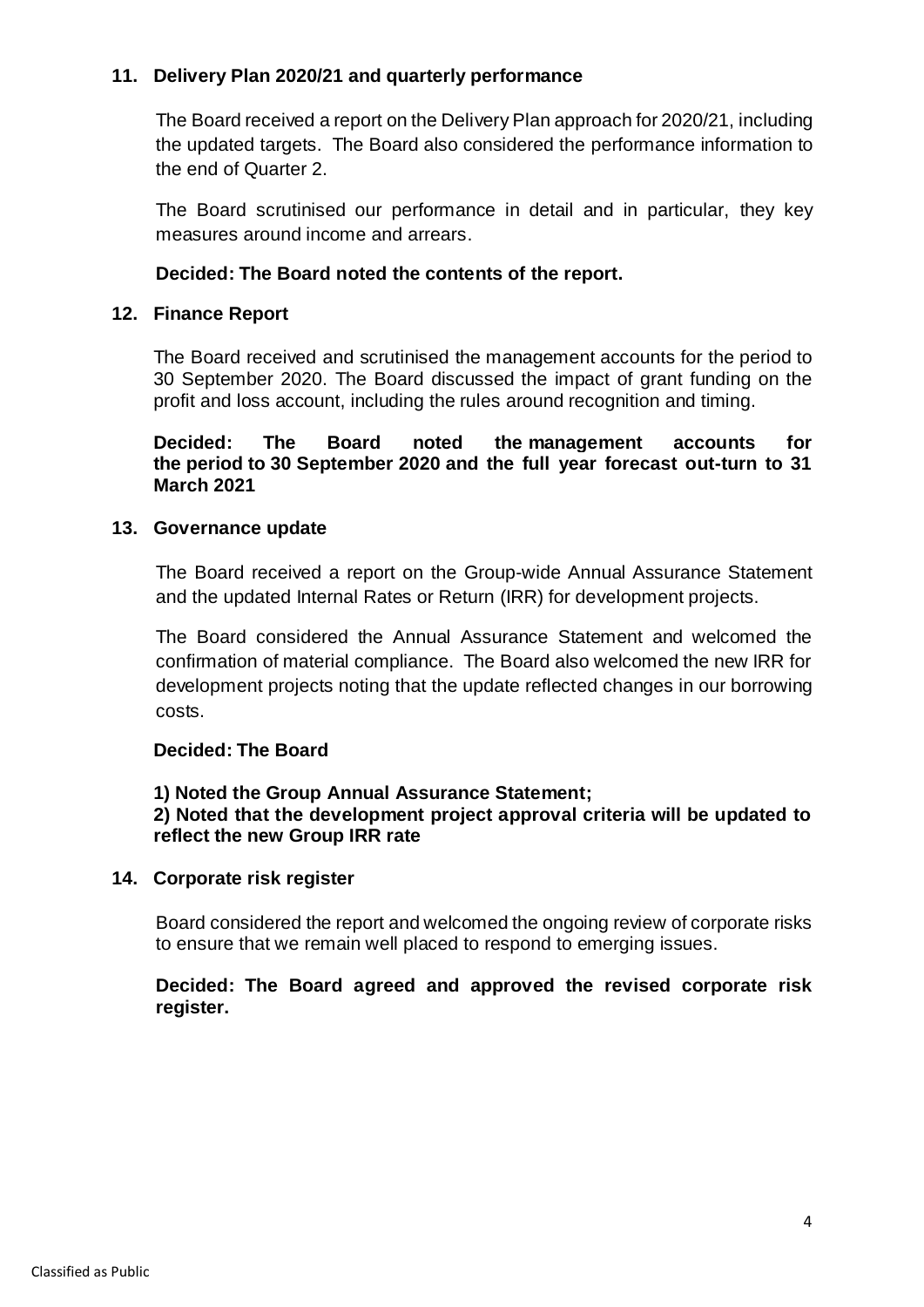## 11. Delivery Plan 2020/21 and quarterly performance

The Board received a report on the Delivery Plan approach for 2020/21, including the updated targets. The Board also considered the performance information to the end of Quarter 2.

The Board scrutinised our performance in detail and in particular, they key measures around income and arrears.

**Decided: The Board noted the contents of the report.**

## 12. Finance Report

The Board received and scrutinised the management accounts for the period to 30 September 2020. The Board discussed the impact of grant funding on the profit and loss account, including the rules around recognition and timing.

**Decided: The Board noted the management accounts for the period to 30 September 2020 and the full year forecast out-turn to 31 March 2021**

## 13. Governance update

The Board received a report on the Group-wide Annual Assurance Statement and the updated Internal Rates or Return (IRR) for development projects.

The Board considered the Annual Assurance Statement and welcomed the confirmation of material compliance. The Board also welcomed the new IRR for development projects noting that the update reflected changes in our borrowing costs.

**Decided: The Board**

**1) Noted the Group Annual Assurance Statement;**
**2) Noted that the development project approval criteria will be updated to reflect the new Group IRR rate**

## 14. Corporate risk register

Board considered the report and welcomed the ongoing review of corporate risks to ensure that we remain well placed to respond to emerging issues.

**Decided: The Board agreed and approved the revised corporate risk register.**

Classified as Public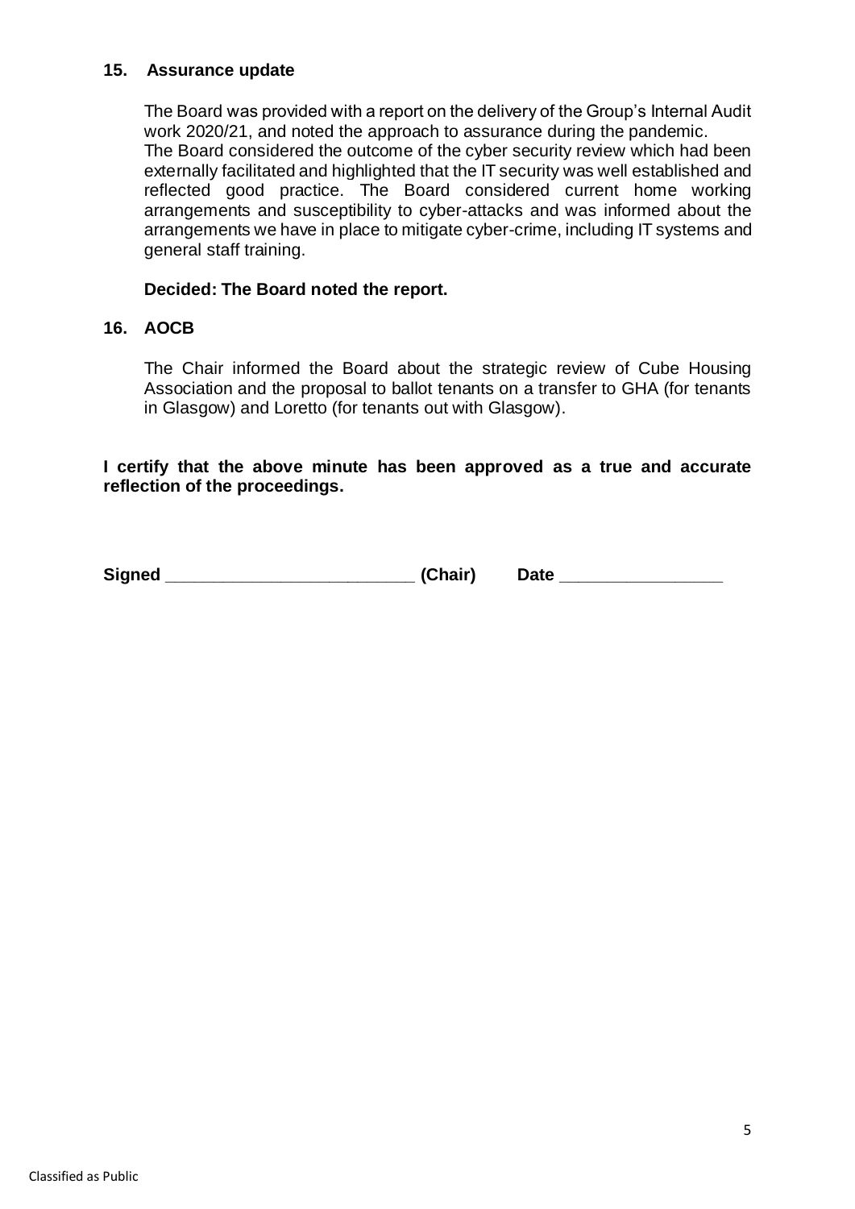## 15. Assurance update

The Board was provided with a report on the delivery of the Group's Internal Audit work 2020/21, and noted the approach to assurance during the pandemic.
The Board considered the outcome of the cyber security review which had been externally facilitated and highlighted that the IT security was well established and reflected good practice. The Board considered current home working arrangements and susceptibility to cyber-attacks and was informed about the arrangements we have in place to mitigate cyber-crime, including IT systems and general staff training.

**Decided: The Board noted the report.**

## 16. AOCB

The Chair informed the Board about the strategic review of Cube Housing Association and the proposal to ballot tenants on a transfer to GHA (for tenants in Glasgow) and Loretto (for tenants out with Glasgow).

**I certify that the above minute has been approved as a true and accurate reflection of the proceedings.**

**Signed ________________________ (Chair)   Date _______________**

Classified as Public